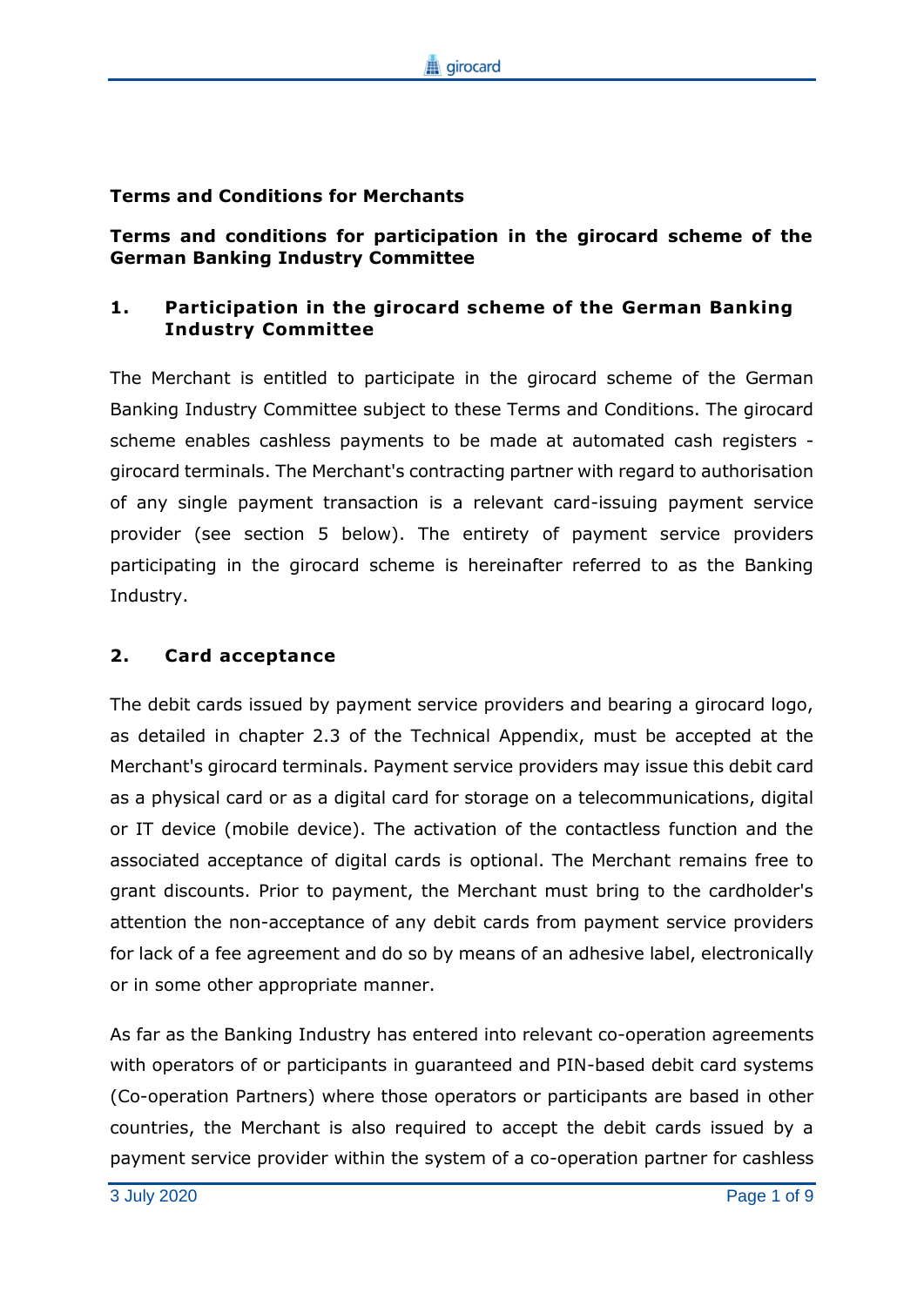**Terms and Conditions for Merchants**

**Terms and conditions for participation in the girocard scheme of the German Banking Industry Committee**

## 1. Participation in the girocard scheme of the German Banking Industry Committee

The Merchant is entitled to participate in the girocard scheme of the German Banking Industry Committee subject to these Terms and Conditions. The girocard scheme enables cashless payments to be made at automated cash registers - girocard terminals. The Merchant's contracting partner with regard to authorisation of any single payment transaction is a relevant card-issuing payment service provider (see section 5 below). The entirety of payment service providers participating in the girocard scheme is hereinafter referred to as the Banking Industry.

## 2. Card acceptance

The debit cards issued by payment service providers and bearing a girocard logo, as detailed in chapter 2.3 of the Technical Appendix, must be accepted at the Merchant's girocard terminals. Payment service providers may issue this debit card as a physical card or as a digital card for storage on a telecommunications, digital or IT device (mobile device). The activation of the contactless function and the associated acceptance of digital cards is optional. The Merchant remains free to grant discounts. Prior to payment, the Merchant must bring to the cardholder's attention the non-acceptance of any debit cards from payment service providers for lack of a fee agreement and do so by means of an adhesive label, electronically or in some other appropriate manner.

As far as the Banking Industry has entered into relevant co-operation agreements with operators of or participants in guaranteed and PIN-based debit card systems (Co-operation Partners) where those operators or participants are based in other countries, the Merchant is also required to accept the debit cards issued by a payment service provider within the system of a co-operation partner for cashless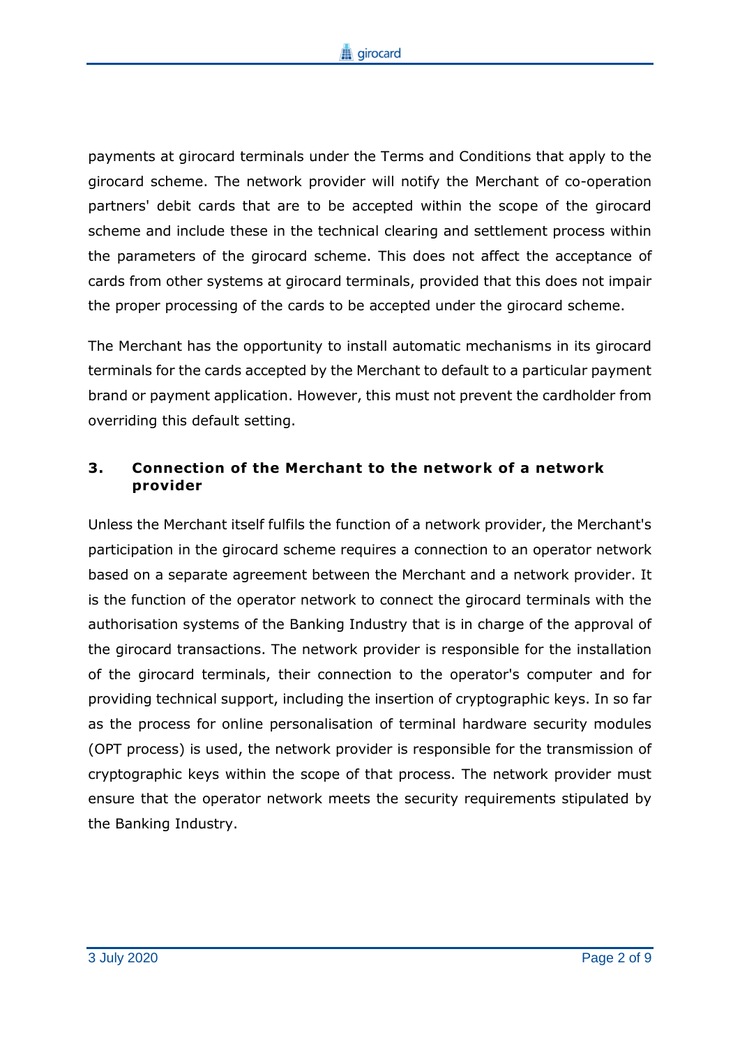payments at girocard terminals under the Terms and Conditions that apply to the girocard scheme. The network provider will notify the Merchant of co-operation partners' debit cards that are to be accepted within the scope of the girocard scheme and include these in the technical clearing and settlement process within the parameters of the girocard scheme. This does not affect the acceptance of cards from other systems at girocard terminals, provided that this does not impair the proper processing of the cards to be accepted under the girocard scheme.

The Merchant has the opportunity to install automatic mechanisms in its girocard terminals for the cards accepted by the Merchant to default to a particular payment brand or payment application. However, this must not prevent the cardholder from overriding this default setting.

## 3. Connection of the Merchant to the network of a network provider

Unless the Merchant itself fulfils the function of a network provider, the Merchant's participation in the girocard scheme requires a connection to an operator network based on a separate agreement between the Merchant and a network provider. It is the function of the operator network to connect the girocard terminals with the authorisation systems of the Banking Industry that is in charge of the approval of the girocard transactions. The network provider is responsible for the installation of the girocard terminals, their connection to the operator's computer and for providing technical support, including the insertion of cryptographic keys. In so far as the process for online personalisation of terminal hardware security modules (OPT process) is used, the network provider is responsible for the transmission of cryptographic keys within the scope of that process. The network provider must ensure that the operator network meets the security requirements stipulated by the Banking Industry.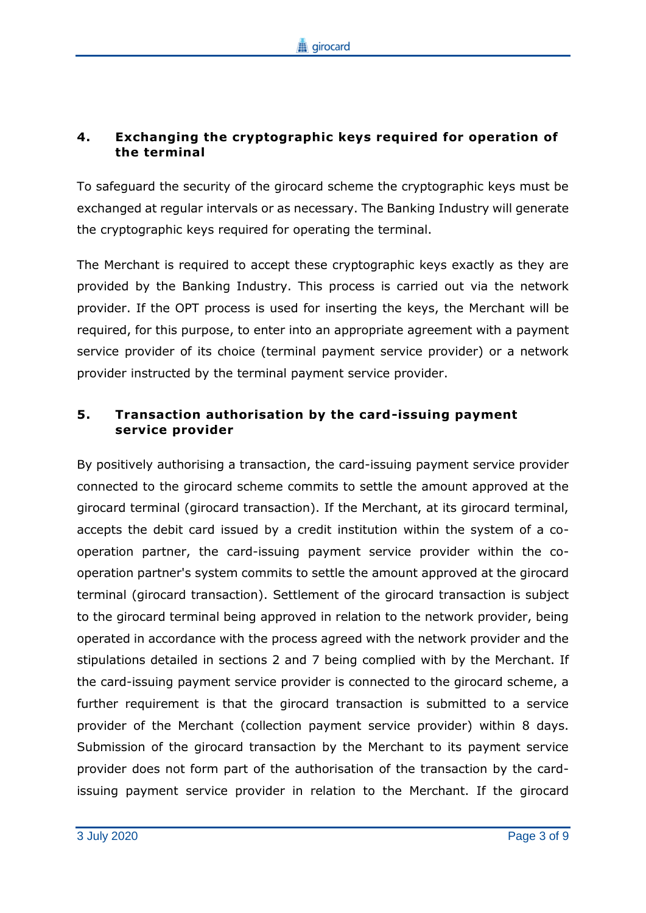## 4. Exchanging the cryptographic keys required for operation of the terminal

To safeguard the security of the girocard scheme the cryptographic keys must be exchanged at regular intervals or as necessary. The Banking Industry will generate the cryptographic keys required for operating the terminal.

The Merchant is required to accept these cryptographic keys exactly as they are provided by the Banking Industry. This process is carried out via the network provider. If the OPT process is used for inserting the keys, the Merchant will be required, for this purpose, to enter into an appropriate agreement with a payment service provider of its choice (terminal payment service provider) or a network provider instructed by the terminal payment service provider.

## 5. Transaction authorisation by the card-issuing payment service provider

By positively authorising a transaction, the card-issuing payment service provider connected to the girocard scheme commits to settle the amount approved at the girocard terminal (girocard transaction). If the Merchant, at its girocard terminal, accepts the debit card issued by a credit institution within the system of a co-operation partner, the card-issuing payment service provider within the co-operation partner's system commits to settle the amount approved at the girocard terminal (girocard transaction). Settlement of the girocard transaction is subject to the girocard terminal being approved in relation to the network provider, being operated in accordance with the process agreed with the network provider and the stipulations detailed in sections 2 and 7 being complied with by the Merchant. If the card-issuing payment service provider is connected to the girocard scheme, a further requirement is that the girocard transaction is submitted to a service provider of the Merchant (collection payment service provider) within 8 days. Submission of the girocard transaction by the Merchant to its payment service provider does not form part of the authorisation of the transaction by the card-issuing payment service provider in relation to the Merchant. If the girocard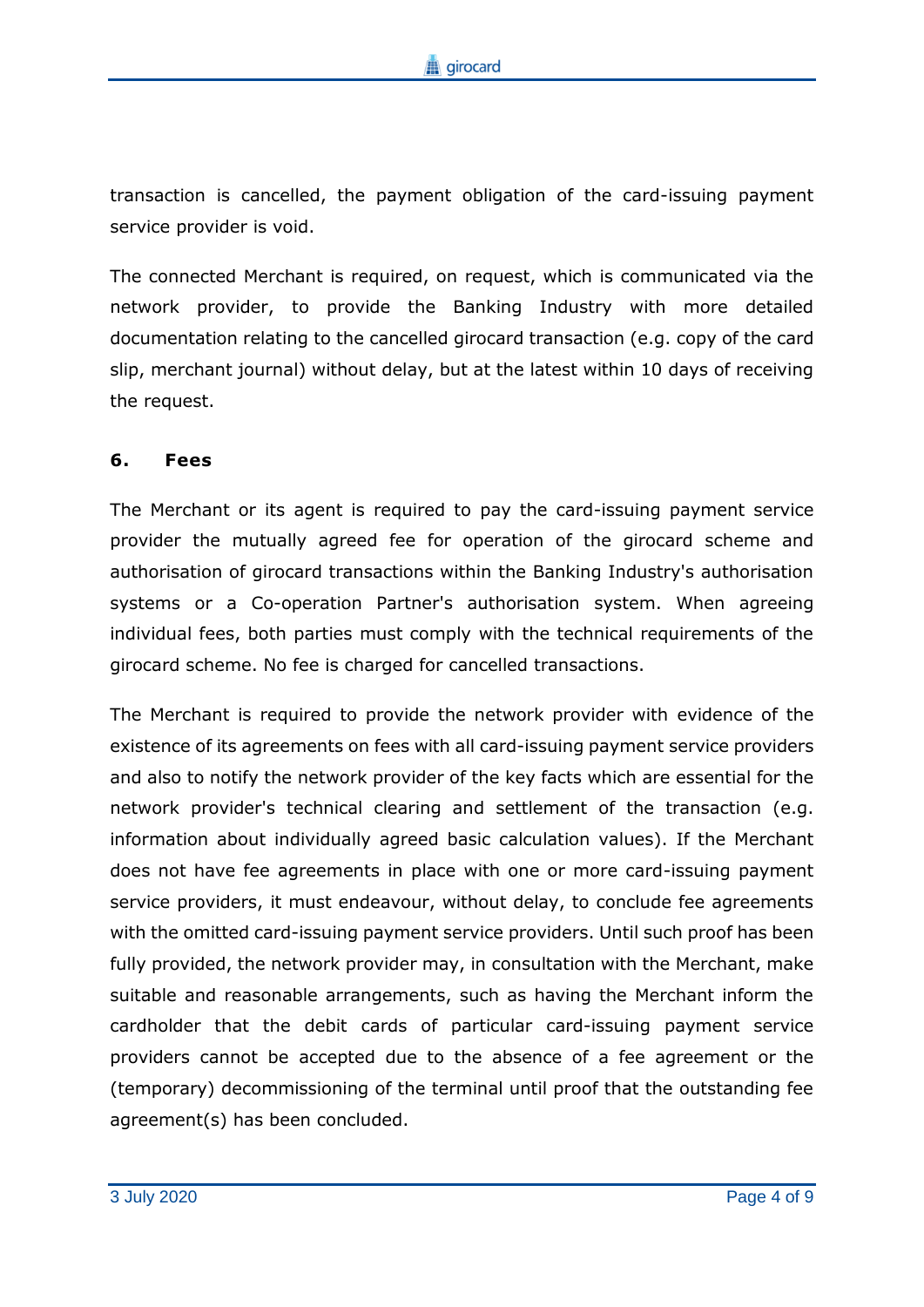transaction is cancelled, the payment obligation of the card-issuing payment service provider is void.

The connected Merchant is required, on request, which is communicated via the network provider, to provide the Banking Industry with more detailed documentation relating to the cancelled girocard transaction (e.g. copy of the card slip, merchant journal) without delay, but at the latest within 10 days of receiving the request.

## 6. Fees

The Merchant or its agent is required to pay the card-issuing payment service provider the mutually agreed fee for operation of the girocard scheme and authorisation of girocard transactions within the Banking Industry's authorisation systems or a Co-operation Partner's authorisation system. When agreeing individual fees, both parties must comply with the technical requirements of the girocard scheme. No fee is charged for cancelled transactions.

The Merchant is required to provide the network provider with evidence of the existence of its agreements on fees with all card-issuing payment service providers and also to notify the network provider of the key facts which are essential for the network provider's technical clearing and settlement of the transaction (e.g. information about individually agreed basic calculation values). If the Merchant does not have fee agreements in place with one or more card-issuing payment service providers, it must endeavour, without delay, to conclude fee agreements with the omitted card-issuing payment service providers. Until such proof has been fully provided, the network provider may, in consultation with the Merchant, make suitable and reasonable arrangements, such as having the Merchant inform the cardholder that the debit cards of particular card-issuing payment service providers cannot be accepted due to the absence of a fee agreement or the (temporary) decommissioning of the terminal until proof that the outstanding fee agreement(s) has been concluded.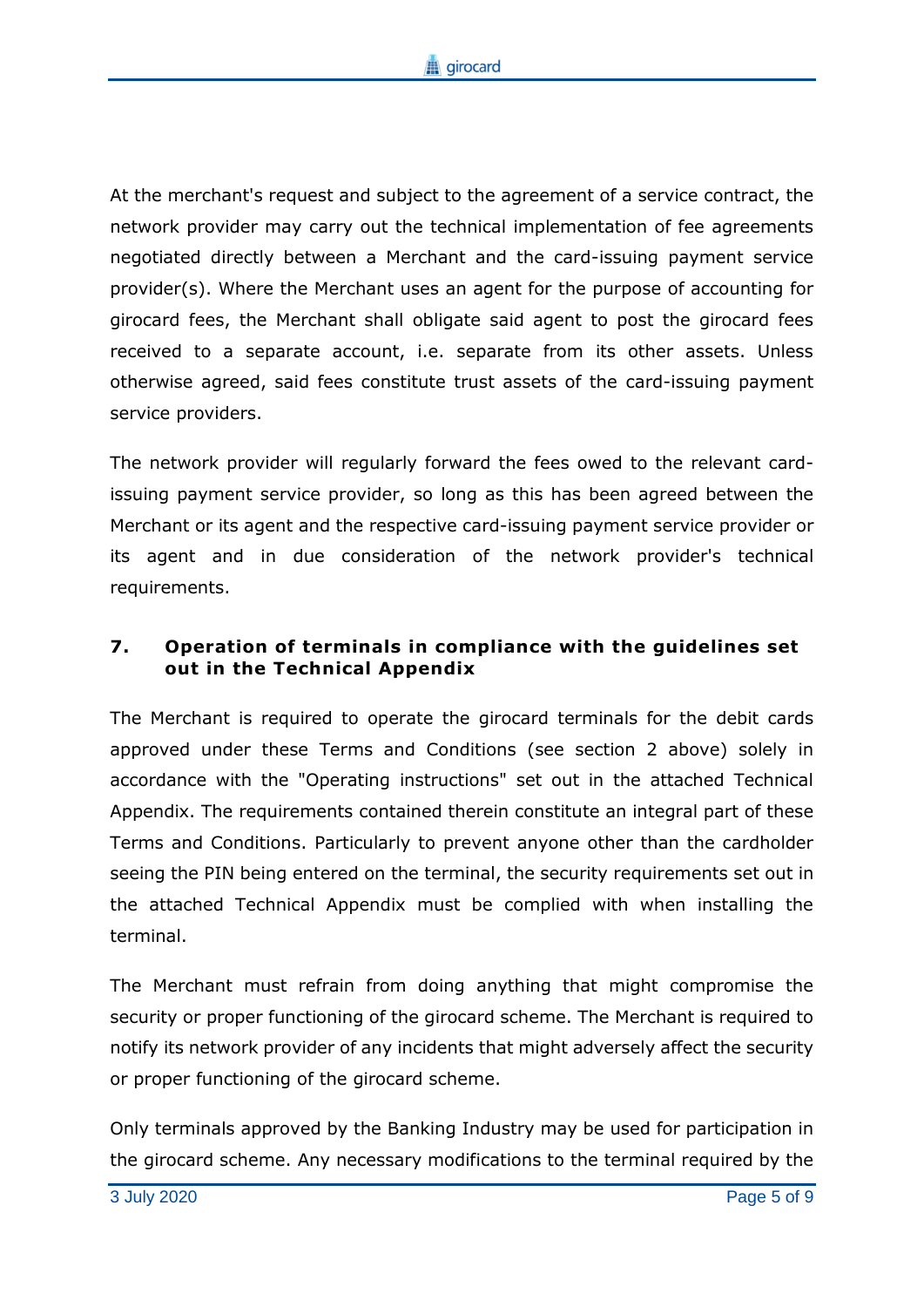At the merchant's request and subject to the agreement of a service contract, the network provider may carry out the technical implementation of fee agreements negotiated directly between a Merchant and the card-issuing payment service provider(s). Where the Merchant uses an agent for the purpose of accounting for girocard fees, the Merchant shall obligate said agent to post the girocard fees received to a separate account, i.e. separate from its other assets. Unless otherwise agreed, said fees constitute trust assets of the card-issuing payment service providers.

The network provider will regularly forward the fees owed to the relevant card-issuing payment service provider, so long as this has been agreed between the Merchant or its agent and the respective card-issuing payment service provider or its agent and in due consideration of the network provider's technical requirements.

## 7. Operation of terminals in compliance with the guidelines set out in the Technical Appendix

The Merchant is required to operate the girocard terminals for the debit cards approved under these Terms and Conditions (see section 2 above) solely in accordance with the "Operating instructions" set out in the attached Technical Appendix. The requirements contained therein constitute an integral part of these Terms and Conditions. Particularly to prevent anyone other than the cardholder seeing the PIN being entered on the terminal, the security requirements set out in the attached Technical Appendix must be complied with when installing the terminal.

The Merchant must refrain from doing anything that might compromise the security or proper functioning of the girocard scheme. The Merchant is required to notify its network provider of any incidents that might adversely affect the security or proper functioning of the girocard scheme.

Only terminals approved by the Banking Industry may be used for participation in the girocard scheme. Any necessary modifications to the terminal required by the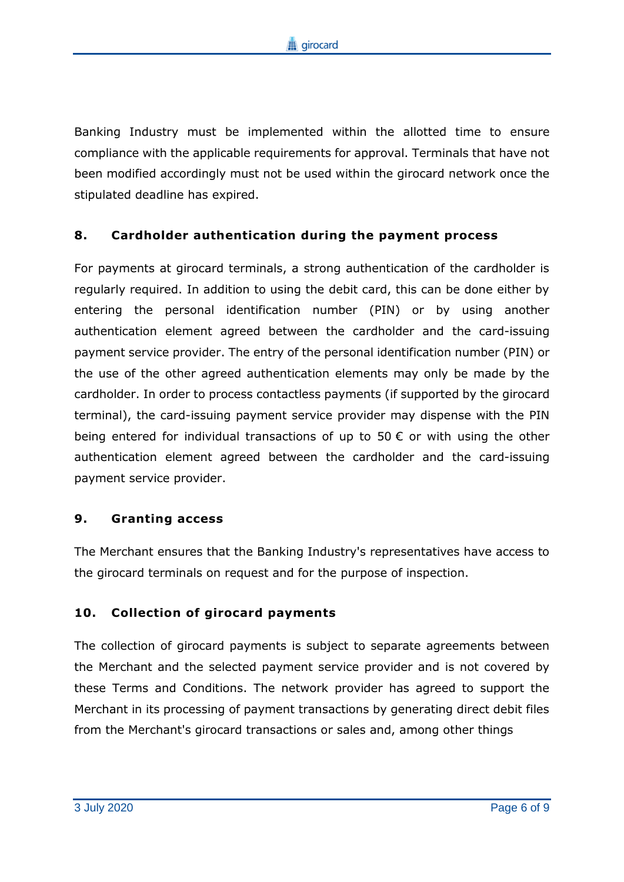Banking Industry must be implemented within the allotted time to ensure compliance with the applicable requirements for approval. Terminals that have not been modified accordingly must not be used within the girocard network once the stipulated deadline has expired.

## 8. Cardholder authentication during the payment process

For payments at girocard terminals, a strong authentication of the cardholder is regularly required. In addition to using the debit card, this can be done either by entering the personal identification number (PIN) or by using another authentication element agreed between the cardholder and the card-issuing payment service provider. The entry of the personal identification number (PIN) or the use of the other agreed authentication elements may only be made by the cardholder. In order to process contactless payments (if supported by the girocard terminal), the card-issuing payment service provider may dispense with the PIN being entered for individual transactions of up to 50 € or with using the other authentication element agreed between the cardholder and the card-issuing payment service provider.

## 9. Granting access

The Merchant ensures that the Banking Industry's representatives have access to the girocard terminals on request and for the purpose of inspection.

## 10. Collection of girocard payments

The collection of girocard payments is subject to separate agreements between the Merchant and the selected payment service provider and is not covered by these Terms and Conditions. The network provider has agreed to support the Merchant in its processing of payment transactions by generating direct debit files from the Merchant's girocard transactions or sales and, among other things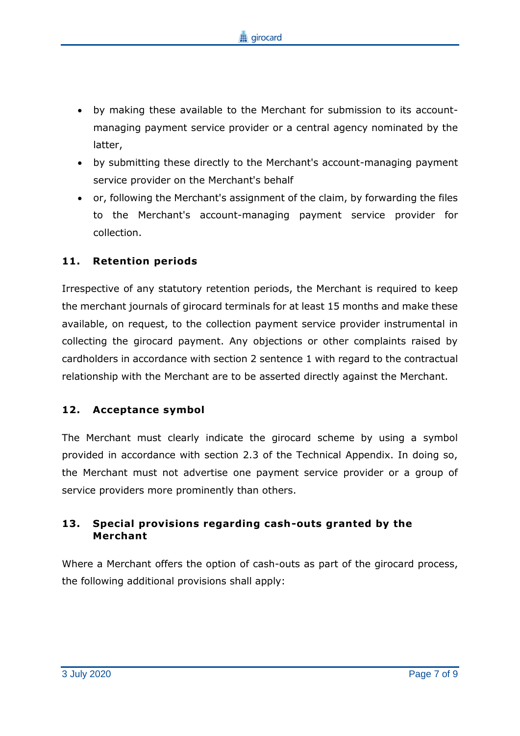- by making these available to the Merchant for submission to its account-managing payment service provider or a central agency nominated by the latter,
- by submitting these directly to the Merchant's account-managing payment service provider on the Merchant's behalf
- or, following the Merchant's assignment of the claim, by forwarding the files to the Merchant's account-managing payment service provider for collection.

## 11. Retention periods

Irrespective of any statutory retention periods, the Merchant is required to keep the merchant journals of girocard terminals for at least 15 months and make these available, on request, to the collection payment service provider instrumental in collecting the girocard payment. Any objections or other complaints raised by cardholders in accordance with section 2 sentence 1 with regard to the contractual relationship with the Merchant are to be asserted directly against the Merchant.

## 12. Acceptance symbol

The Merchant must clearly indicate the girocard scheme by using a symbol provided in accordance with section 2.3 of the Technical Appendix. In doing so, the Merchant must not advertise one payment service provider or a group of service providers more prominently than others.

## 13. Special provisions regarding cash-outs granted by the Merchant

Where a Merchant offers the option of cash-outs as part of the girocard process, the following additional provisions shall apply: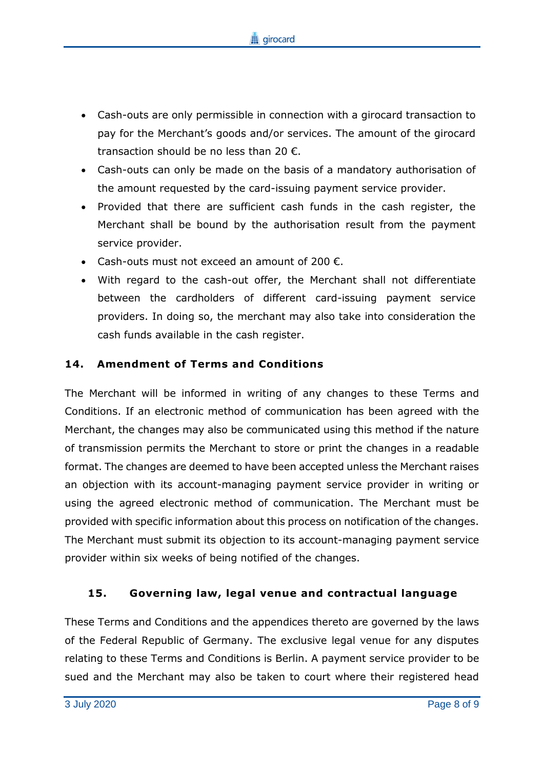- Cash-outs are only permissible in connection with a girocard transaction to pay for the Merchant's goods and/or services. The amount of the girocard transaction should be no less than 20 €.
- Cash-outs can only be made on the basis of a mandatory authorisation of the amount requested by the card-issuing payment service provider.
- Provided that there are sufficient cash funds in the cash register, the Merchant shall be bound by the authorisation result from the payment service provider.
- Cash-outs must not exceed an amount of 200 €.
- With regard to the cash-out offer, the Merchant shall not differentiate between the cardholders of different card-issuing payment service providers. In doing so, the merchant may also take into consideration the cash funds available in the cash register.

## 14. Amendment of Terms and Conditions

The Merchant will be informed in writing of any changes to these Terms and Conditions. If an electronic method of communication has been agreed with the Merchant, the changes may also be communicated using this method if the nature of transmission permits the Merchant to store or print the changes in a readable format. The changes are deemed to have been accepted unless the Merchant raises an objection with its account-managing payment service provider in writing or using the agreed electronic method of communication. The Merchant must be provided with specific information about this process on notification of the changes. The Merchant must submit its objection to its account-managing payment service provider within six weeks of being notified of the changes.

## 15. Governing law, legal venue and contractual language

These Terms and Conditions and the appendices thereto are governed by the laws of the Federal Republic of Germany. The exclusive legal venue for any disputes relating to these Terms and Conditions is Berlin. A payment service provider to be sued and the Merchant may also be taken to court where their registered head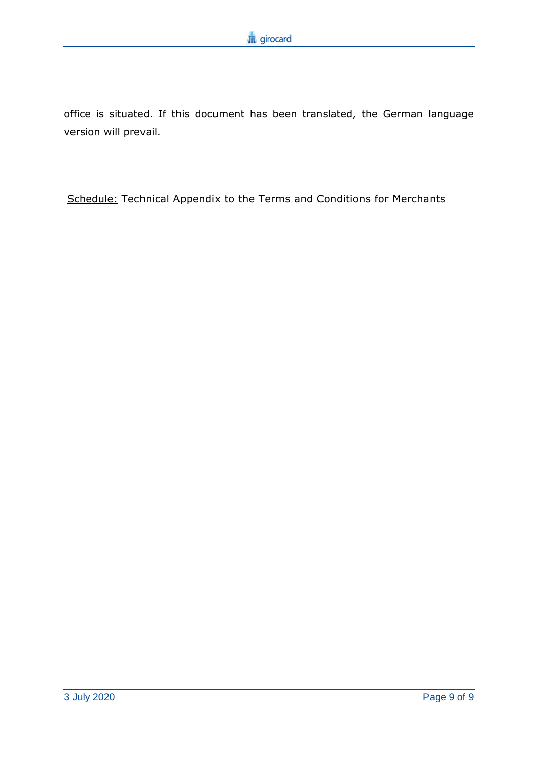office is situated. If this document has been translated, the German language version will prevail.

Schedule: Technical Appendix to the Terms and Conditions for Merchants